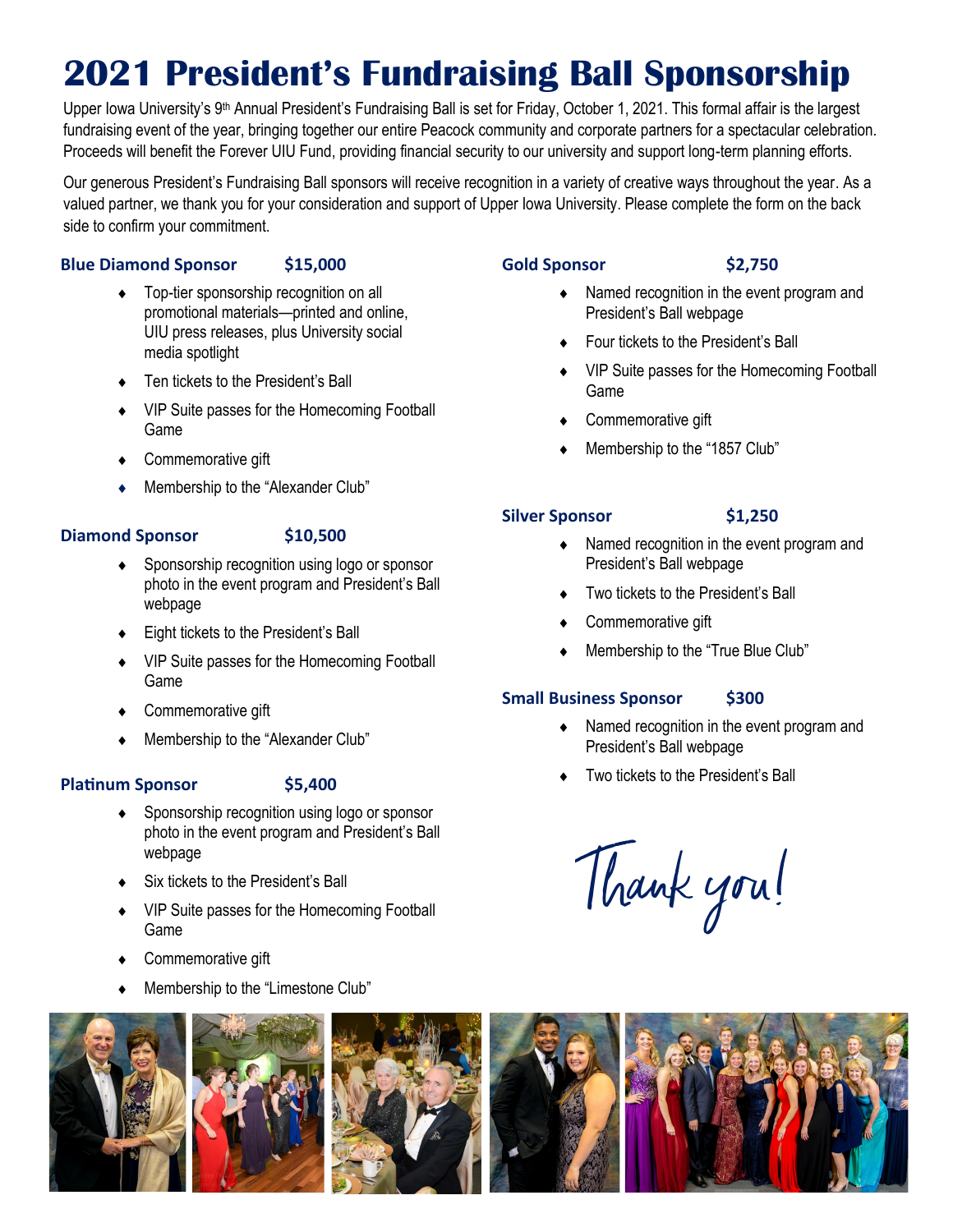# 2021 President's Fundraising Ball Sponsorship

Upper Iowa University's 9th Annual President's Fundraising Ball is set for Friday, October 1, 2021. This formal affair is the largest fundraising event of the year, bringing together our entire Peacock community and corporate partners for a spectacular celebration. Proceeds will benefit the Forever UIU Fund, providing financial security to our university and support long-term planning efforts.

Our generous President's Fundraising Ball sponsors will receive recognition in a variety of creative ways throughout the year. As a valued partner, we thank you for your consideration and support of Upper Iowa University. Please complete the form on the back side to confirm your commitment.

### Blue Diamond Sponsor — $15,000

- Top-tier sponsorship recognition on all promotional materials—printed and online, UIU press releases, plus University social media spotlight
- Ten tickets to the President's Ball
- VIP Suite passes for the Homecoming Football Game
- Commemorative gift
- Membership to the "Alexander Club"

### Diamond Sponsor — $10,500

- Sponsorship recognition using logo or sponsor photo in the event program and President's Ball webpage
- Eight tickets to the President's Ball
- VIP Suite passes for the Homecoming Football Game
- Commemorative gift
- Membership to the "Alexander Club"

### Platinum Sponsor — $5,400

- Sponsorship recognition using logo or sponsor photo in the event program and President's Ball webpage
- Six tickets to the President's Ball
- VIP Suite passes for the Homecoming Football Game
- Commemorative gift
- Membership to the "Limestone Club"

### Gold Sponsor — $2,750

- Named recognition in the event program and President's Ball webpage
- Four tickets to the President's Ball
- VIP Suite passes for the Homecoming Football Game
- Commemorative gift
- Membership to the "1857 Club"

### Silver Sponsor — $1,250

- Named recognition in the event program and President's Ball webpage
- Two tickets to the President's Ball
- Commemorative gift
- Membership to the "True Blue Club"

### Small Business Sponsor — $300

- Named recognition in the event program and President's Ball webpage
- Two tickets to the President's Ball

Thank you!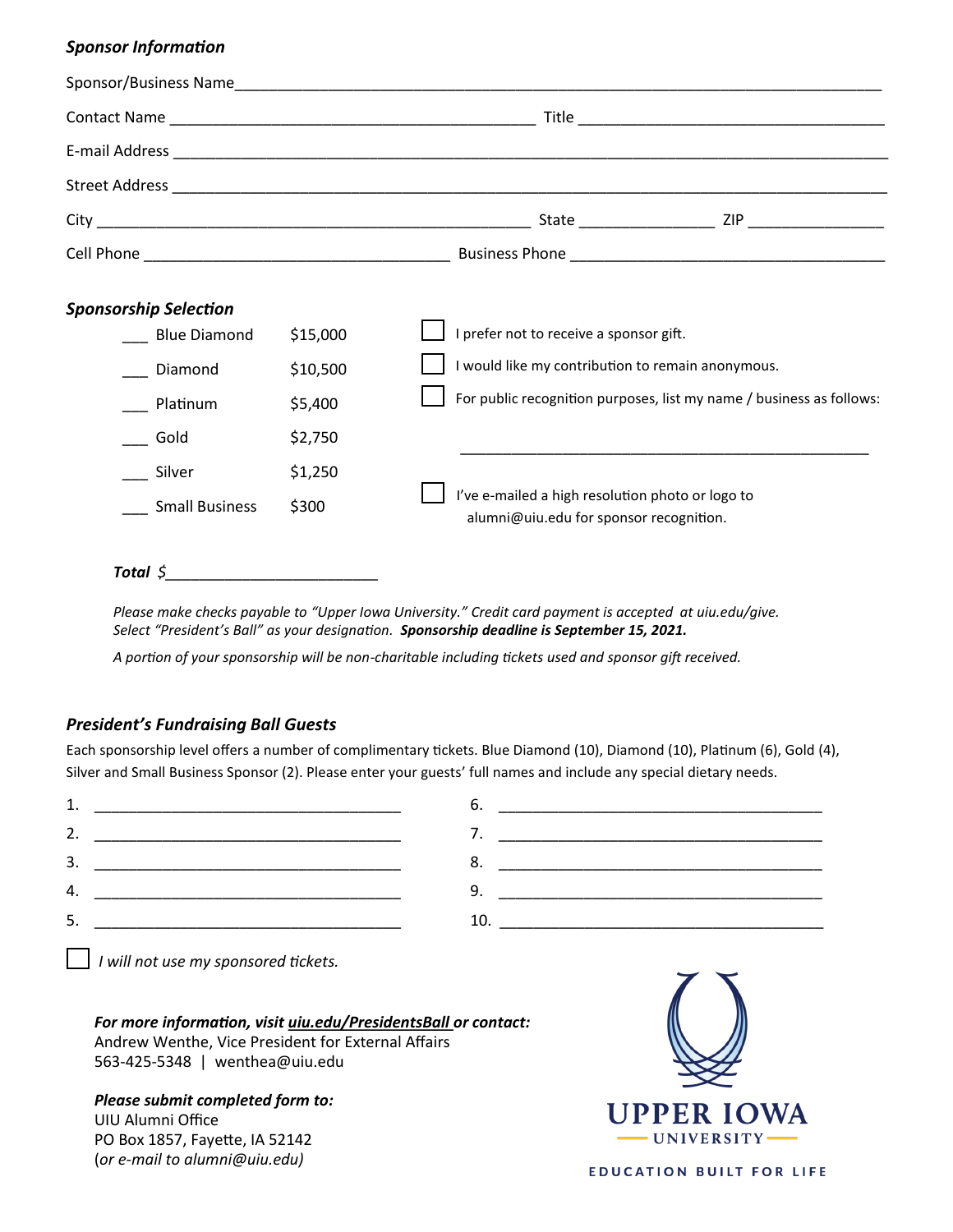### *Sponsor Information*

Sponsor/Business Name\_\_\_\_\_\_\_\_\_\_\_\_\_\_\_\_\_\_\_\_\_\_\_\_\_\_\_\_\_\_\_\_\_\_\_\_\_\_\_\_\_\_\_\_

Contact Name \_\_\_\_\_\_\_\_\_\_\_\_\_\_\_\_\_\_\_\_\_\_\_\_\_\_\_\_ Title \_\_\_\_\_\_\_\_\_\_\_\_\_\_\_\_\_\_\_\_\_\_\_\_

E-mail Address \_\_\_\_\_\_\_\_\_\_\_\_\_\_\_\_\_\_\_\_\_\_\_\_\_\_\_\_\_\_\_\_\_\_\_\_\_\_\_\_\_\_\_\_\_\_\_\_

Street Address \_\_\_\_\_\_\_\_\_\_\_\_\_\_\_\_\_\_\_\_\_\_\_\_\_\_\_\_\_\_\_\_\_\_\_\_\_\_\_\_\_\_\_\_\_\_\_\_

City \_\_\_\_\_\_\_\_\_\_\_\_\_\_\_\_\_\_\_\_\_\_\_\_\_\_\_\_\_\_\_\_ State \_\_\_\_\_\_\_\_\_\_ ZIP \_\_\_\_\_\_\_\_\_\_

Cell Phone \_\_\_\_\_\_\_\_\_\_\_\_\_\_\_\_\_\_\_\_\_\_\_\_ Business Phone \_\_\_\_\_\_\_\_\_\_\_\_\_\_\_\_\_\_\_\_\_\_\_\_

### *Sponsorship Selection*

| | | |
|---|---|---|
| \_\_\_ | Blue Diamond | $15,000 |
| \_\_\_ | Diamond | $10,500 |
| \_\_\_ | Platinum | $5,400 |
| \_\_\_ | Gold | $2,750 |
| \_\_\_ | Silver | $1,250 |
| \_\_\_ | Small Business | $300 |

☐ I prefer not to receive a sponsor gift.

☐ I would like my contribution to remain anonymous.

☐ For public recognition purposes, list my name / business as follows:

\_\_\_\_\_\_\_\_\_\_\_\_\_\_\_\_\_\_\_\_\_\_\_\_\_\_\_\_\_\_\_\_\_\_\_\_\_\_\_\_

☐ I've e-mailed a high resolution photo or logo to alumni@uiu.edu for sponsor recognition.

***Total** $\_\_\_\_\_\_\_\_\_\_\_\_\_\_\_\_\_\_\_\_*

*Please make checks payable to "Upper Iowa University." Credit card payment is accepted at uiu.edu/give. Select "President's Ball" as your designation.* ***Sponsorship deadline is September 15, 2021.***

*A portion of your sponsorship will be non-charitable including tickets used and sponsor gift received.*

### *President's Fundraising Ball Guests*

Each sponsorship level offers a number of complimentary tickets. Blue Diamond (10), Diamond (10), Platinum (6), Gold (4), Silver and Small Business Sponsor (2). Please enter your guests' full names and include any special dietary needs.

1. \_\_\_\_\_\_\_\_\_\_\_\_\_\_\_\_\_\_\_\_\_\_\_\_\_\_\_\_
2. \_\_\_\_\_\_\_\_\_\_\_\_\_\_\_\_\_\_\_\_\_\_\_\_\_\_\_\_
3. \_\_\_\_\_\_\_\_\_\_\_\_\_\_\_\_\_\_\_\_\_\_\_\_\_\_\_\_
4. \_\_\_\_\_\_\_\_\_\_\_\_\_\_\_\_\_\_\_\_\_\_\_\_\_\_\_\_
5. \_\_\_\_\_\_\_\_\_\_\_\_\_\_\_\_\_\_\_\_\_\_\_\_\_\_\_\_
6. \_\_\_\_\_\_\_\_\_\_\_\_\_\_\_\_\_\_\_\_\_\_\_\_\_\_\_\_
7. \_\_\_\_\_\_\_\_\_\_\_\_\_\_\_\_\_\_\_\_\_\_\_\_\_\_\_\_
8. \_\_\_\_\_\_\_\_\_\_\_\_\_\_\_\_\_\_\_\_\_\_\_\_\_\_\_\_
9. \_\_\_\_\_\_\_\_\_\_\_\_\_\_\_\_\_\_\_\_\_\_\_\_\_\_\_\_
10. \_\_\_\_\_\_\_\_\_\_\_\_\_\_\_\_\_\_\_\_\_\_\_\_\_\_\_\_

☐ *I will not use my sponsored tickets.*

***For more information, visit uiu.edu/PresidentsBall or contact:***
Andrew Wenthe, Vice President for External Affairs
563-425-5348 | wenthea@uiu.edu

***Please submit completed form to:***
UIU Alumni Office
PO Box 1857, Fayette, IA 52142
(*or e-mail to alumni@uiu.edu)*

UPPER IOWA UNIVERSITY
EDUCATION BUILT FOR LIFE